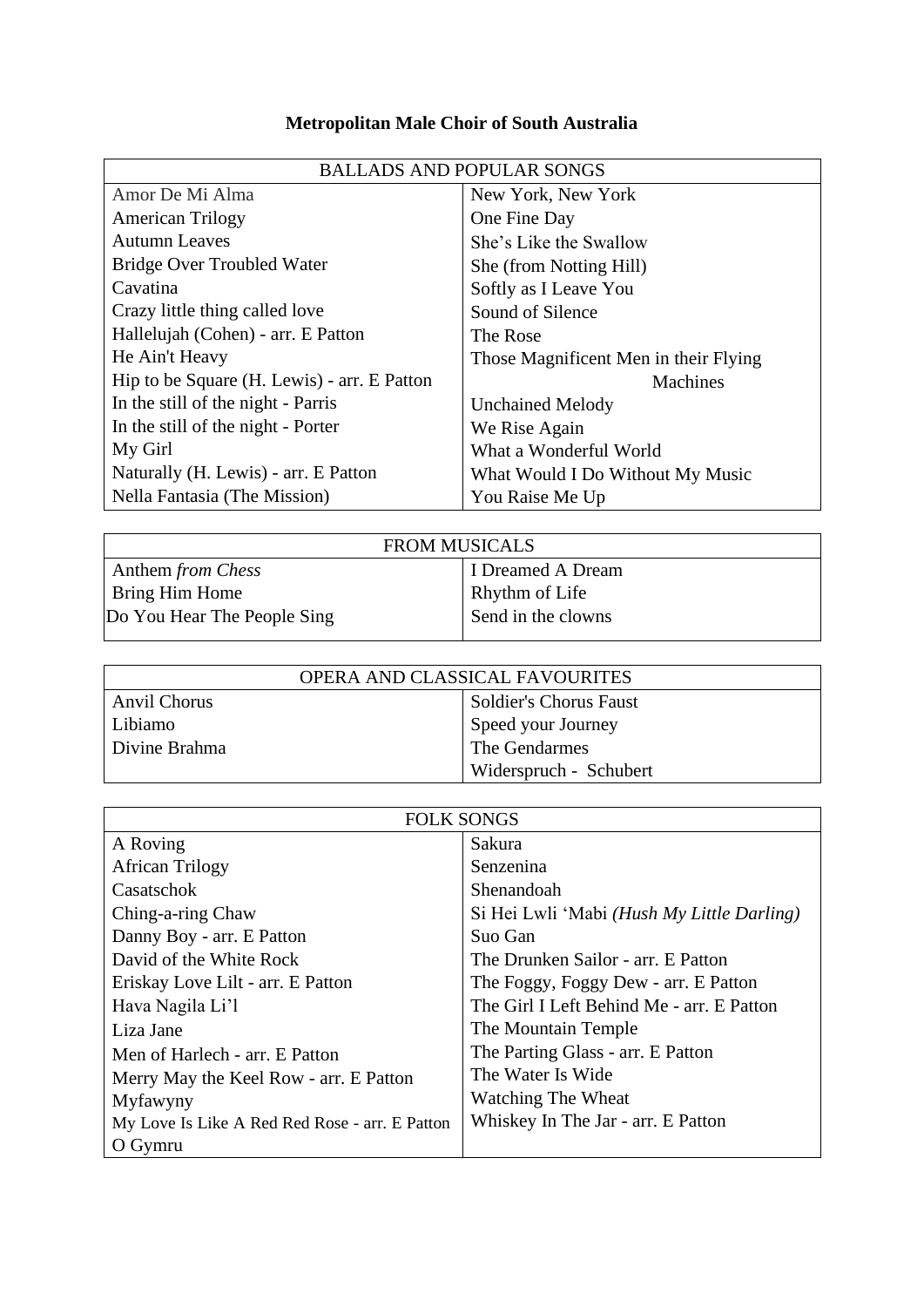**Metropolitan Male Choir of South Australia**

| BALLADS AND POPULAR SONGS | |
|---|---|
| Amor De Mi Alma | New York, New York |
| American Trilogy | One Fine Day |
| Autumn Leaves | She's Like the Swallow |
| Bridge Over Troubled Water | She (from Notting Hill) |
| Cavatina | Softly as I Leave You |
| Crazy little thing called love | Sound of Silence |
| Hallelujah (Cohen) - arr. E Patton | The Rose |
| He Ain't Heavy | Those Magnificent Men in their Flying Machines |
| Hip to be Square (H. Lewis) - arr. E Patton | Unchained Melody |
| In the still of the night - Parris | We Rise Again |
| In the still of the night - Porter | What a Wonderful World |
| My Girl | What Would I Do Without My Music |
| Naturally (H. Lewis) - arr. E Patton | You Raise Me Up |
| Nella Fantasia (The Mission) | |

| FROM MUSICALS | |
|---|---|
| Anthem *from Chess* | I Dreamed A Dream |
| Bring Him Home | Rhythm of Life |
| Do You Hear The People Sing | Send in the clowns |

| OPERA AND CLASSICAL FAVOURITES | |
|---|---|
| Anvil Chorus | Soldier's Chorus Faust |
| Libiamo | Speed your Journey |
| Divine Brahma | The Gendarmes |
| | Widerspruch - Schubert |

| FOLK SONGS | |
|---|---|
| A Roving | Sakura |
| African Trilogy | Senzenina |
| Casatschok | Shenandoah |
| Ching-a-ring Chaw | Si Hei Lwli 'Mabi *(Hush My Little Darling)* |
| Danny Boy - arr. E Patton | Suo Gan |
| David of the White Rock | The Drunken Sailor - arr. E Patton |
| Eriskay Love Lilt - arr. E Patton | The Foggy, Foggy Dew - arr. E Patton |
| Hava Nagila Li'l | The Girl I Left Behind Me - arr. E Patton |
| Liza Jane | The Mountain Temple |
| Men of Harlech - arr. E Patton | The Parting Glass - arr. E Patton |
| Merry May the Keel Row - arr. E Patton | The Water Is Wide |
| Myfawyny | Watching The Wheat |
| My Love Is Like A Red Red Rose - arr. E Patton | Whiskey In The Jar - arr. E Patton |
| O Gymru | |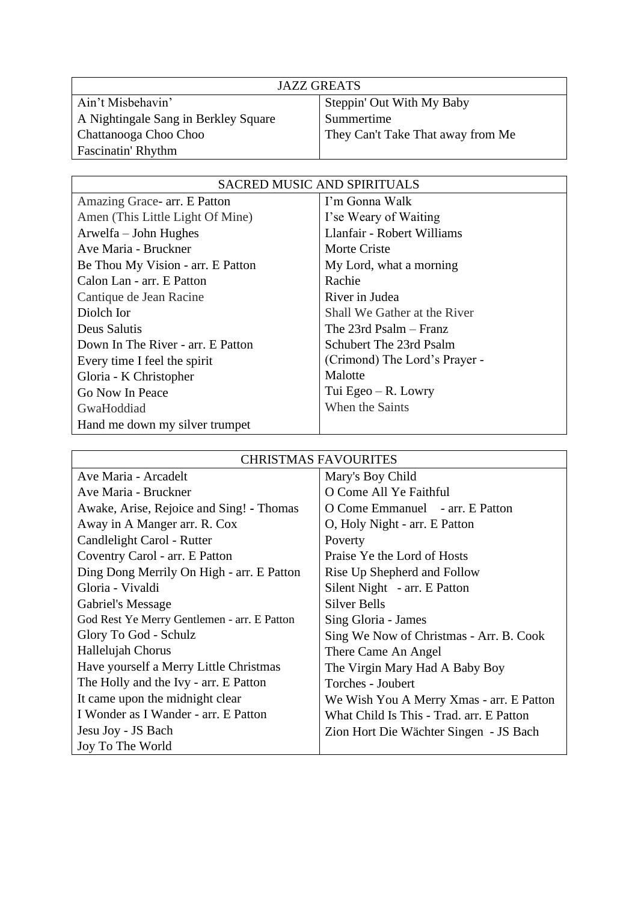| JAZZ GREATS | |
|---|---|
| Ain't Misbehavin' | Steppin' Out With My Baby |
| A Nightingale Sang in Berkley Square | Summertime |
| Chattanooga Choo Choo | They Can't Take That away from Me |
| Fascinatin' Rhythm | |

| SACRED MUSIC AND SPIRITUALS | |
|---|---|
| Amazing Grace- arr. E Patton | I'm Gonna Walk |
| Amen (This Little Light Of Mine) | I'se Weary of Waiting |
| Arwelfa – John Hughes | Llanfair - Robert Williams |
| Ave Maria - Bruckner | Morte Criste |
| Be Thou My Vision - arr. E Patton | My Lord, what a morning |
| Calon Lan - arr. E Patton | Rachie |
| Cantique de Jean Racine | River in Judea |
| Diolch Ior | Shall We Gather at the River |
| Deus Salutis | The 23rd Psalm – Franz |
| Down In The River - arr. E Patton | Schubert The 23rd Psalm |
| Every time I feel the spirit | (Crimond) The Lord's Prayer - |
| Gloria - K Christopher | Malotte |
| Go Now In Peace | Tui Egeo – R. Lowry |
| GwaHoddiad | When the Saints |
| Hand me down my silver trumpet | |

| CHRISTMAS FAVOURITES | |
|---|---|
| Ave Maria - Arcadelt | Mary's Boy Child |
| Ave Maria - Bruckner | O Come All Ye Faithful |
| Awake, Arise, Rejoice and Sing! - Thomas | O Come Emmanuel - arr. E Patton |
| Away in A Manger arr. R. Cox | O, Holy Night - arr. E Patton |
| Candlelight Carol - Rutter | Poverty |
| Coventry Carol - arr. E Patton | Praise Ye the Lord of Hosts |
| Ding Dong Merrily On High - arr. E Patton | Rise Up Shepherd and Follow |
| Gloria - Vivaldi | Silent Night - arr. E Patton |
| Gabriel's Message | Silver Bells |
| God Rest Ye Merry Gentlemen - arr. E Patton | Sing Gloria - James |
| Glory To God - Schulz | Sing We Now of Christmas - Arr. B. Cook |
| Hallelujah Chorus | There Came An Angel |
| Have yourself a Merry Little Christmas | The Virgin Mary Had A Baby Boy |
| The Holly and the Ivy - arr. E Patton | Torches - Joubert |
| It came upon the midnight clear | We Wish You A Merry Xmas - arr. E Patton |
| I Wonder as I Wander - arr. E Patton | What Child Is This - Trad. arr. E Patton |
| Jesu Joy - JS Bach | Zion Hort Die Wächter Singen - JS Bach |
| Joy To The World | |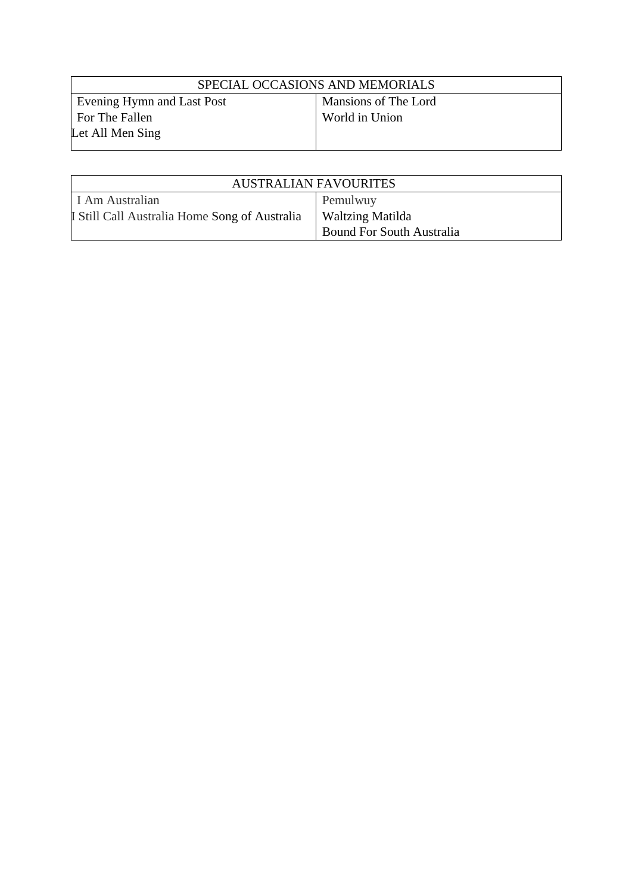| SPECIAL OCCASIONS AND MEMORIALS | |
| --- | --- |
| Evening Hymn and Last Post<br>For The Fallen<br>Let All Men Sing | Mansions of The Lord<br>World in Union |

| AUSTRALIAN FAVOURITES | |
| --- | --- |
| I Am Australian<br>I Still Call Australia Home Song of Australia | Pemulwuy<br>Waltzing Matilda<br>Bound For South Australia |